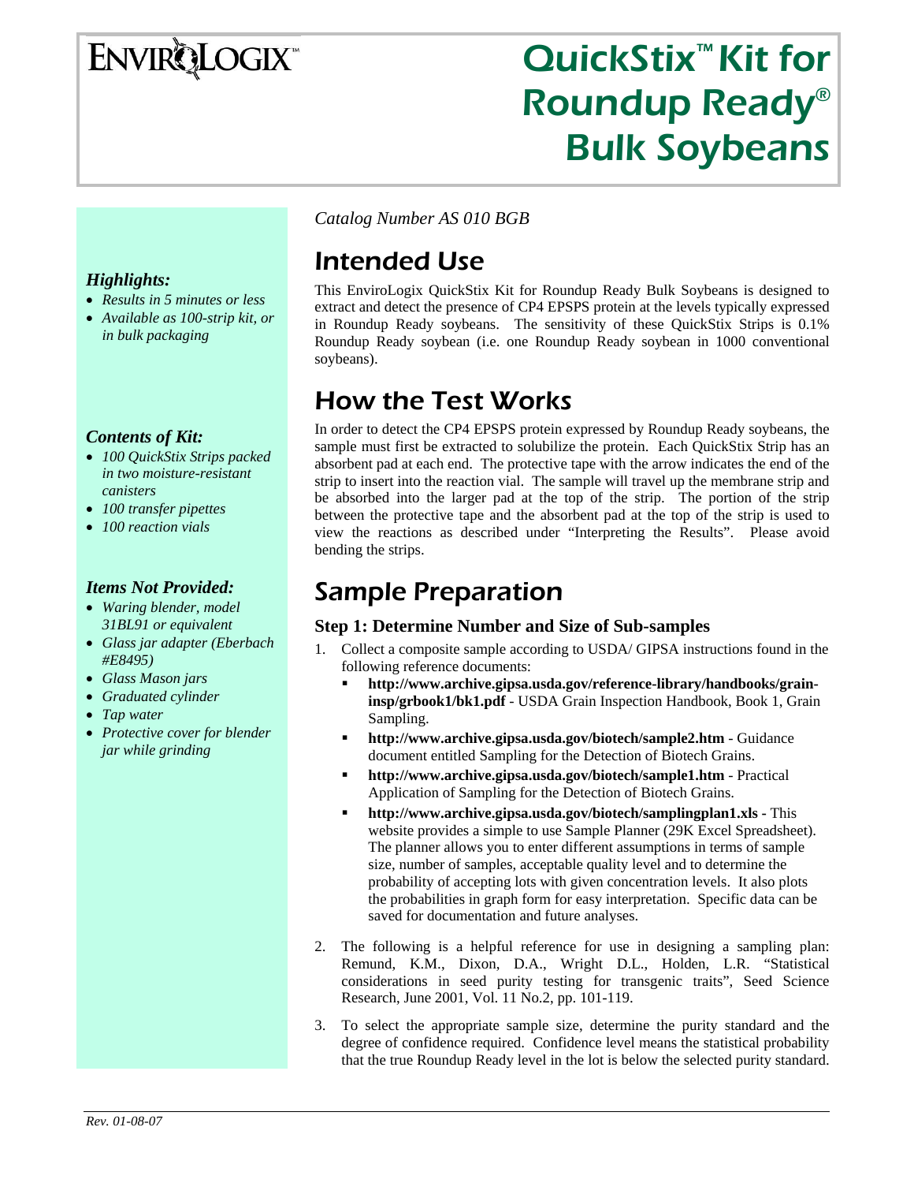ENVIROLOGIX™

# QuickStix™ Kit for Roundup Ready® Bulk Soybeans

*Highlights:*

- *Results in 5 minutes or less*
- *Available as 100-strip kit, or in bulk packaging*

*Contents of Kit:*

- *100 QuickStix Strips packed in two moisture-resistant canisters*
- *100 transfer pipettes*
- *100 reaction vials*

*Items Not Provided:*

- *Waring blender, model 31BL91 or equivalent*
- *Glass jar adapter (Eberbach #E8495)*
- *Glass Mason jars*
- *Graduated cylinder*
- *Tap water*
- *Protective cover for blender jar while grinding*

*Catalog Number AS 010 BGB*

## Intended Use

This EnviroLogix QuickStix Kit for Roundup Ready Bulk Soybeans is designed to extract and detect the presence of CP4 EPSPS protein at the levels typically expressed in Roundup Ready soybeans. The sensitivity of these QuickStix Strips is 0.1% Roundup Ready soybean (i.e. one Roundup Ready soybean in 1000 conventional soybeans).

## How the Test Works

In order to detect the CP4 EPSPS protein expressed by Roundup Ready soybeans, the sample must first be extracted to solubilize the protein. Each QuickStix Strip has an absorbent pad at each end. The protective tape with the arrow indicates the end of the strip to insert into the reaction vial. The sample will travel up the membrane strip and be absorbed into the larger pad at the top of the strip. The portion of the strip between the protective tape and the absorbent pad at the top of the strip is used to view the reactions as described under "Interpreting the Results". Please avoid bending the strips.

## Sample Preparation

### Step 1: Determine Number and Size of Sub-samples

1. Collect a composite sample according to USDA/ GIPSA instructions found in the following reference documents:
   - **http://www.archive.gipsa.usda.gov/reference-library/handbooks/grain-insp/grbook1/bk1.pdf** - USDA Grain Inspection Handbook, Book 1, Grain Sampling.
   - **http://www.archive.gipsa.usda.gov/biotech/sample2.htm** - Guidance document entitled Sampling for the Detection of Biotech Grains.
   - **http://www.archive.gipsa.usda.gov/biotech/sample1.htm** - Practical Application of Sampling for the Detection of Biotech Grains.
   - **http://www.archive.gipsa.usda.gov/biotech/samplingplan1.xls** - This website provides a simple to use Sample Planner (29K Excel Spreadsheet). The planner allows you to enter different assumptions in terms of sample size, number of samples, acceptable quality level and to determine the probability of accepting lots with given concentration levels. It also plots the probabilities in graph form for easy interpretation. Specific data can be saved for documentation and future analyses.
2. The following is a helpful reference for use in designing a sampling plan: Remund, K.M., Dixon, D.A., Wright D.L., Holden, L.R. "Statistical considerations in seed purity testing for transgenic traits", Seed Science Research, June 2001, Vol. 11 No.2, pp. 101-119.
3. To select the appropriate sample size, determine the purity standard and the degree of confidence required. Confidence level means the statistical probability that the true Roundup Ready level in the lot is below the selected purity standard.

*Rev. 01-08-07*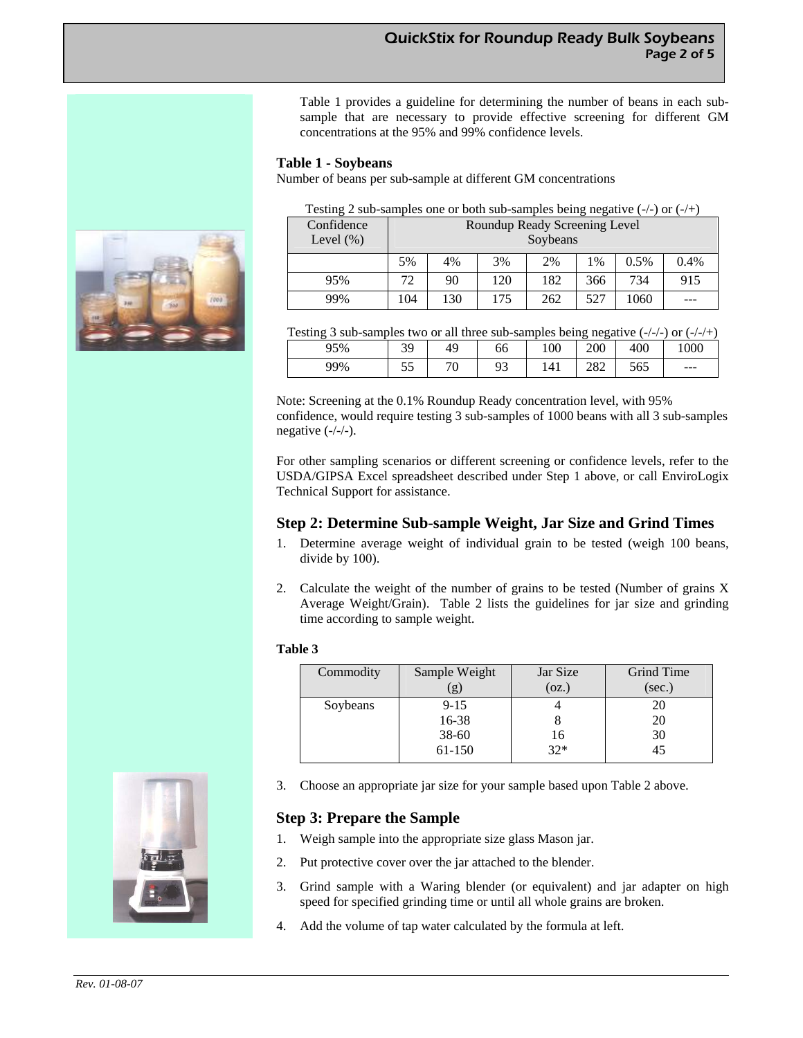Table 1 provides a guideline for determining the number of beans in each sub-sample that are necessary to provide effective screening for different GM concentrations at the 95% and 99% confidence levels.

**Table 1 - Soybeans**

Number of beans per sub-sample at different GM concentrations

Testing 2 sub-samples one or both sub-samples being negative (-/-) or (-/+)

| Confidence Level (%) | Roundup Ready Screening Level Soybeans | | | | | | |
|---|---|---|---|---|---|---|---|
| | 5% | 4% | 3% | 2% | 1% | 0.5% | 0.4% |
| 95% | 72 | 90 | 120 | 182 | 366 | 734 | 915 |
| 99% | 104 | 130 | 175 | 262 | 527 | 1060 | --- |

Testing 3 sub-samples two or all three sub-samples being negative (-/-/-) or (-/-/+)

| | | | | | | | |
|---|---|---|---|---|---|---|---|
| 95% | 39 | 49 | 66 | 100 | 200 | 400 | 1000 |
| 99% | 55 | 70 | 93 | 141 | 282 | 565 | --- |

Note: Screening at the 0.1% Roundup Ready concentration level, with 95% confidence, would require testing 3 sub-samples of 1000 beans with all 3 sub-samples negative (-/-/-).

For other sampling scenarios or different screening or confidence levels, refer to the USDA/GIPSA Excel spreadsheet described under Step 1 above, or call EnviroLogix Technical Support for assistance.

## Step 2: Determine Sub-sample Weight, Jar Size and Grind Times

1. Determine average weight of individual grain to be tested (weigh 100 beans, divide by 100).
2. Calculate the weight of the number of grains to be tested (Number of grains X Average Weight/Grain). Table 2 lists the guidelines for jar size and grinding time according to sample weight.

**Table 3**

| Commodity | Sample Weight (g) | Jar Size (oz.) | Grind Time (sec.) |
|---|---|---|---|
| Soybeans | 9-15 | 4 | 20 |
| | 16-38 | 8 | 20 |
| | 38-60 | 16 | 30 |
| | 61-150 | 32* | 45 |

3. Choose an appropriate jar size for your sample based upon Table 2 above.

## Step 3: Prepare the Sample

1. Weigh sample into the appropriate size glass Mason jar.
2. Put protective cover over the jar attached to the blender.
3. Grind sample with a Waring blender (or equivalent) and jar adapter on high speed for specified grinding time or until all whole grains are broken.
4. Add the volume of tap water calculated by the formula at left.

*Rev. 01-08-07*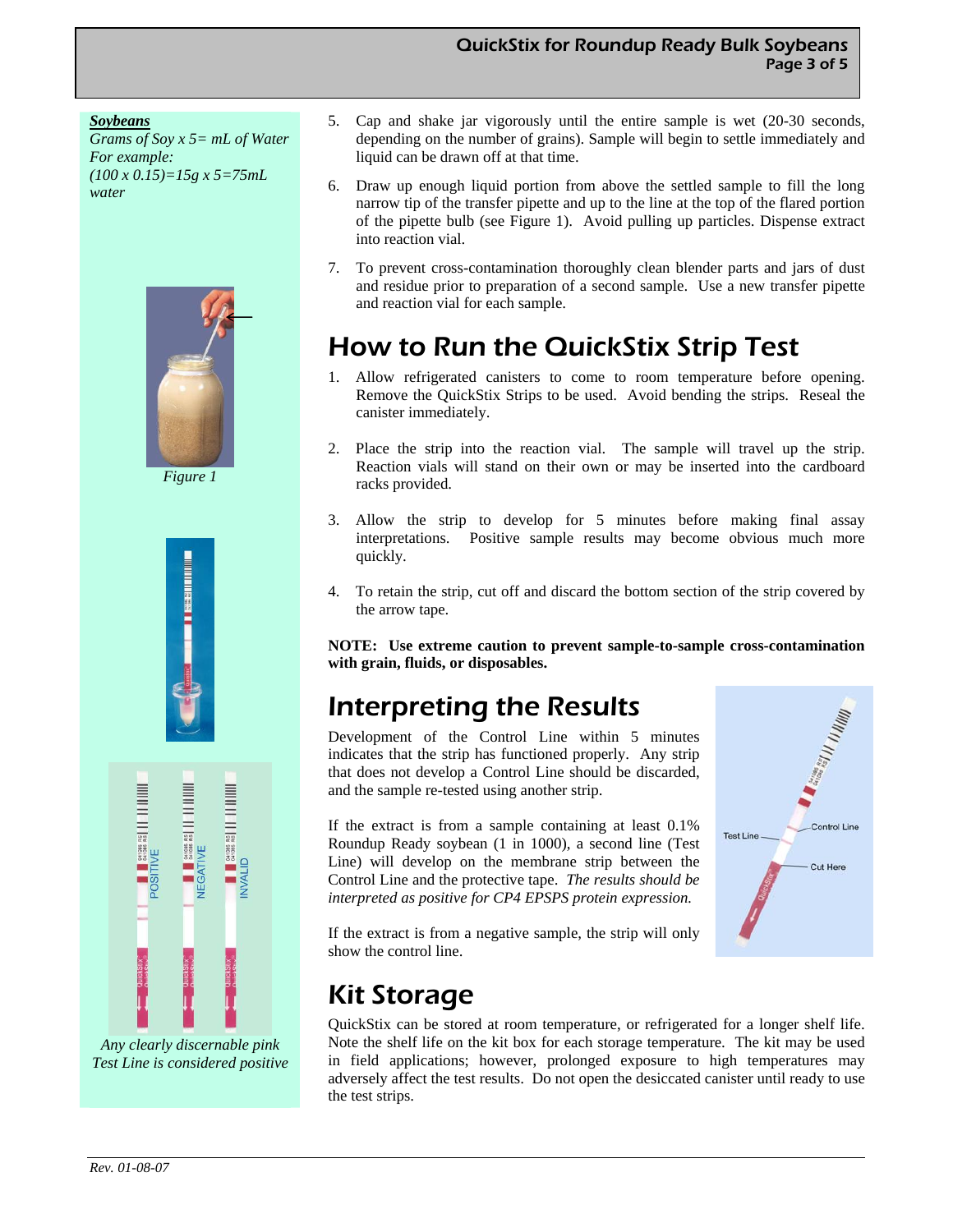***Soybeans***

*Grams of Soy x 5= mL of Water*

*For example:*

*(100 x 0.15)=15g x 5=75mL water*

*Figure 1*

*Any clearly discernable pink Test Line is considered positive*

5. Cap and shake jar vigorously until the entire sample is wet (20-30 seconds, depending on the number of grains). Sample will begin to settle immediately and liquid can be drawn off at that time.

6. Draw up enough liquid portion from above the settled sample to fill the long narrow tip of the transfer pipette and up to the line at the top of the flared portion of the pipette bulb (see Figure 1). Avoid pulling up particles. Dispense extract into reaction vial.

7. To prevent cross-contamination thoroughly clean blender parts and jars of dust and residue prior to preparation of a second sample. Use a new transfer pipette and reaction vial for each sample.

## How to Run the QuickStix Strip Test

1. Allow refrigerated canisters to come to room temperature before opening. Remove the QuickStix Strips to be used. Avoid bending the strips. Reseal the canister immediately.

2. Place the strip into the reaction vial. The sample will travel up the strip. Reaction vials will stand on their own or may be inserted into the cardboard racks provided.

3. Allow the strip to develop for 5 minutes before making final assay interpretations. Positive sample results may become obvious much more quickly.

4. To retain the strip, cut off and discard the bottom section of the strip covered by the arrow tape.

**NOTE: Use extreme caution to prevent sample-to-sample cross-contamination with grain, fluids, or disposables.**

## Interpreting the Results

Development of the Control Line within 5 minutes indicates that the strip has functioned properly. Any strip that does not develop a Control Line should be discarded, and the sample re-tested using another strip.

If the extract is from a sample containing at least 0.1% Roundup Ready soybean (1 in 1000), a second line (Test Line) will develop on the membrane strip between the Control Line and the protective tape. *The results should be interpreted as positive for CP4 EPSPS protein expression.*

If the extract is from a negative sample, the strip will only show the control line.

## Kit Storage

QuickStix can be stored at room temperature, or refrigerated for a longer shelf life. Note the shelf life on the kit box for each storage temperature. The kit may be used in field applications; however, prolonged exposure to high temperatures may adversely affect the test results. Do not open the desiccated canister until ready to use the test strips.

*Rev. 01-08-07*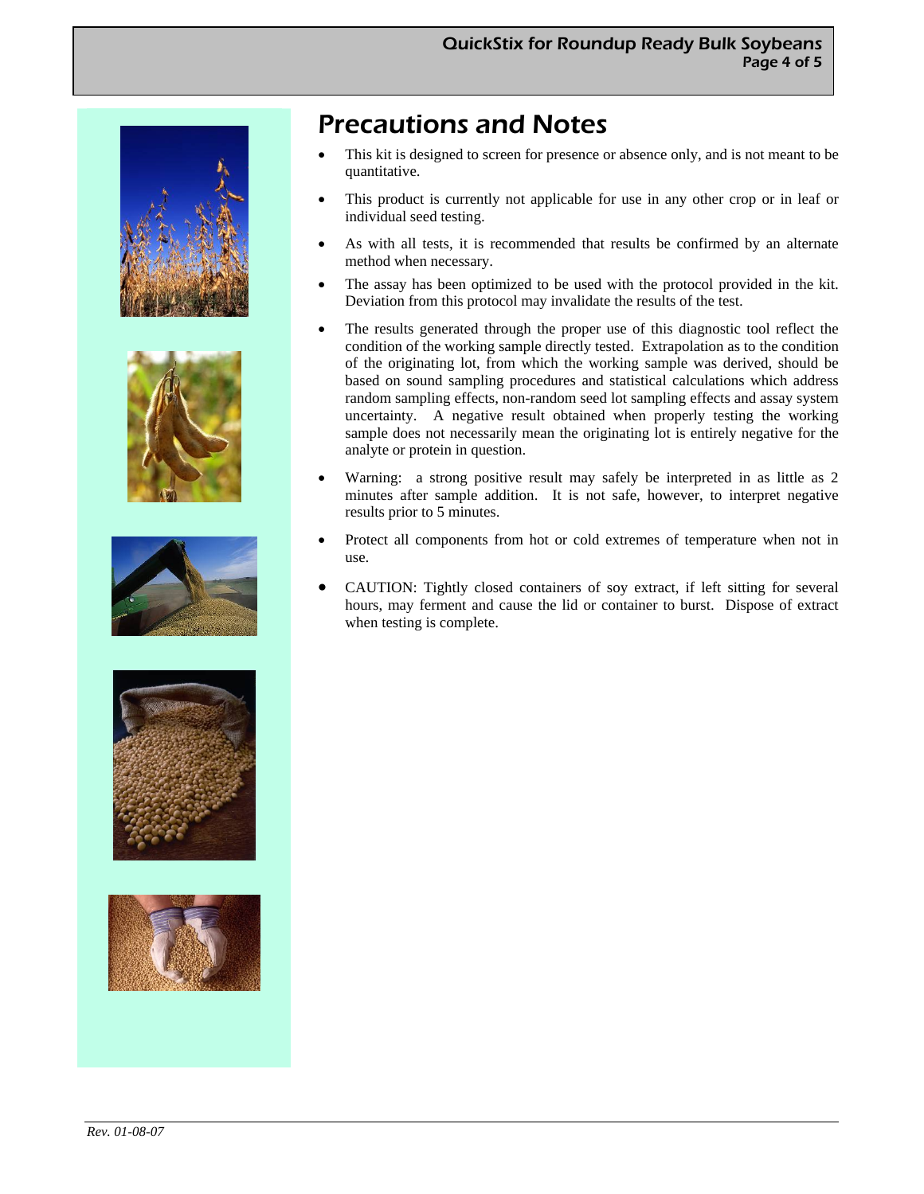## Precautions and Notes

- This kit is designed to screen for presence or absence only, and is not meant to be quantitative.
- This product is currently not applicable for use in any other crop or in leaf or individual seed testing.
- As with all tests, it is recommended that results be confirmed by an alternate method when necessary.
- The assay has been optimized to be used with the protocol provided in the kit. Deviation from this protocol may invalidate the results of the test.
- The results generated through the proper use of this diagnostic tool reflect the condition of the working sample directly tested. Extrapolation as to the condition of the originating lot, from which the working sample was derived, should be based on sound sampling procedures and statistical calculations which address random sampling effects, non-random seed lot sampling effects and assay system uncertainty. A negative result obtained when properly testing the working sample does not necessarily mean the originating lot is entirely negative for the analyte or protein in question.
- Warning: a strong positive result may safely be interpreted in as little as 2 minutes after sample addition. It is not safe, however, to interpret negative results prior to 5 minutes.
- Protect all components from hot or cold extremes of temperature when not in use.
- CAUTION: Tightly closed containers of soy extract, if left sitting for several hours, may ferment and cause the lid or container to burst. Dispose of extract when testing is complete.

*Rev. 01-08-07*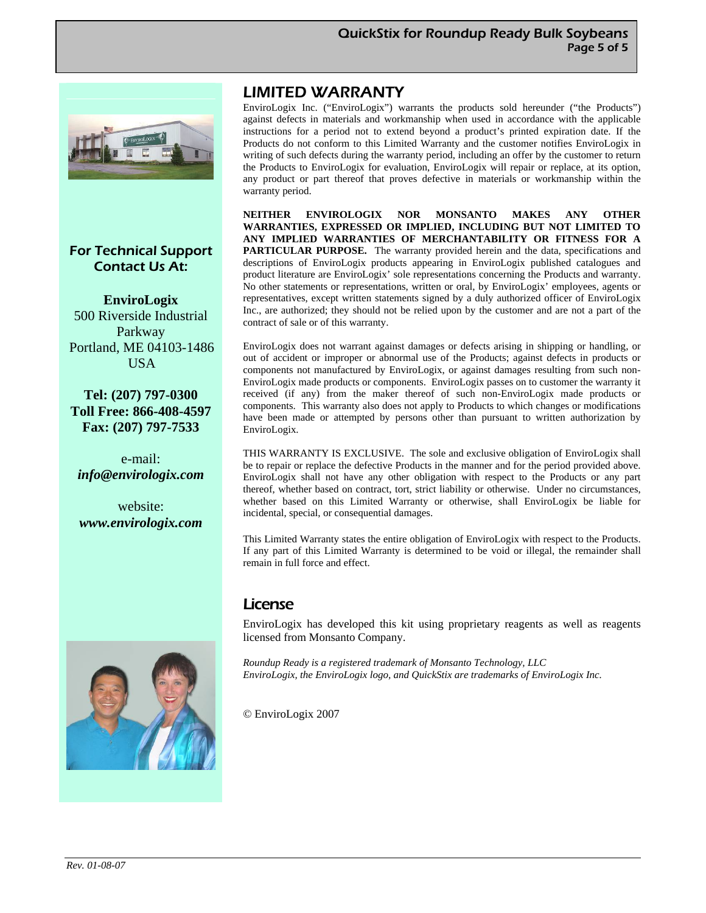## LIMITED WARRANTY

EnviroLogix Inc. ("EnviroLogix") warrants the products sold hereunder ("the Products") against defects in materials and workmanship when used in accordance with the applicable instructions for a period not to extend beyond a product's printed expiration date. If the Products do not conform to this Limited Warranty and the customer notifies EnviroLogix in writing of such defects during the warranty period, including an offer by the customer to return the Products to EnviroLogix for evaluation, EnviroLogix will repair or replace, at its option, any product or part thereof that proves defective in materials or workmanship within the warranty period.

**NEITHER ENVIROLOGIX NOR MONSANTO MAKES ANY OTHER WARRANTIES, EXPRESSED OR IMPLIED, INCLUDING BUT NOT LIMITED TO ANY IMPLIED WARRANTIES OF MERCHANTABILITY OR FITNESS FOR A PARTICULAR PURPOSE.** The warranty provided herein and the data, specifications and descriptions of EnviroLogix products appearing in EnviroLogix published catalogues and product literature are EnviroLogix' sole representations concerning the Products and warranty. No other statements or representations, written or oral, by EnviroLogix' employees, agents or representatives, except written statements signed by a duly authorized officer of EnviroLogix Inc., are authorized; they should not be relied upon by the customer and are not a part of the contract of sale or of this warranty.

EnviroLogix does not warrant against damages or defects arising in shipping or handling, or out of accident or improper or abnormal use of the Products; against defects in products or components not manufactured by EnviroLogix, or against damages resulting from such non-EnviroLogix made products or components. EnviroLogix passes on to customer the warranty it received (if any) from the maker thereof of such non-EnviroLogix made products or components. This warranty also does not apply to Products to which changes or modifications have been made or attempted by persons other than pursuant to written authorization by EnviroLogix.

THIS WARRANTY IS EXCLUSIVE. The sole and exclusive obligation of EnviroLogix shall be to repair or replace the defective Products in the manner and for the period provided above. EnviroLogix shall not have any other obligation with respect to the Products or any part thereof, whether based on contract, tort, strict liability or otherwise. Under no circumstances, whether based on this Limited Warranty or otherwise, shall EnviroLogix be liable for incidental, special, or consequential damages.

This Limited Warranty states the entire obligation of EnviroLogix with respect to the Products. If any part of this Limited Warranty is determined to be void or illegal, the remainder shall remain in full force and effect.

## License

EnviroLogix has developed this kit using proprietary reagents as well as reagents licensed from Monsanto Company.

*Roundup Ready is a registered trademark of Monsanto Technology, LLC*
*EnviroLogix, the EnviroLogix logo, and QuickStix are trademarks of EnviroLogix Inc.*

© EnviroLogix 2007

### For Technical Support Contact Us At:

**EnviroLogix**
500 Riverside Industrial Parkway
Portland, ME 04103-1486
USA

**Tel: (207) 797-0300**
**Toll Free: 866-408-4597**
**Fax: (207) 797-7533**

e-mail:
***info@envirologix.com***

website:
***www.envirologix.com***

*Rev. 01-08-07*